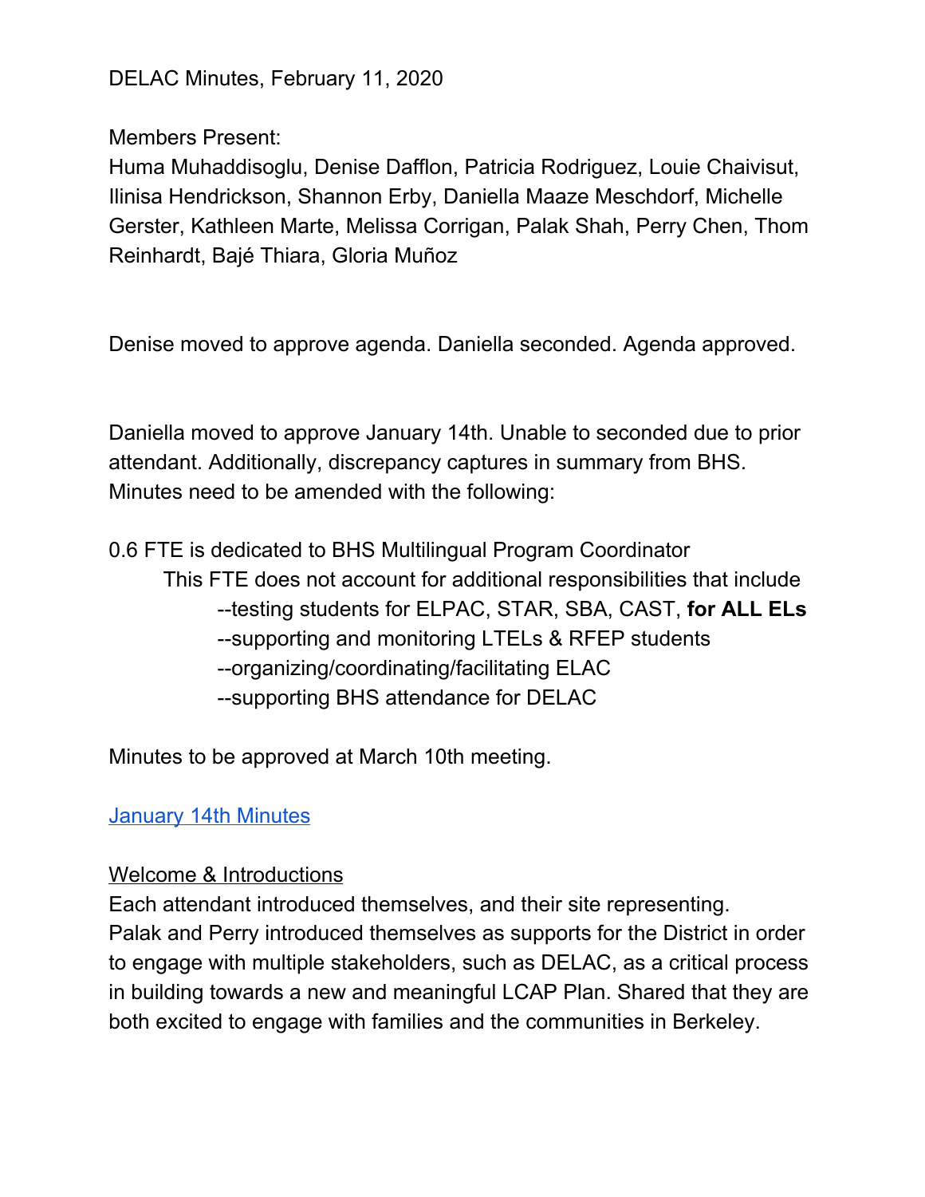DELAC Minutes, February 11, 2020

Members Present:
Huma Muhaddisoglu, Denise Dafflon, Patricia Rodriguez, Louie Chaivisut, Ilinisa Hendrickson, Shannon Erby, Daniella Maaze Meschdorf, Michelle Gerster, Kathleen Marte, Melissa Corrigan, Palak Shah, Perry Chen, Thom Reinhardt, Bajé Thiara, Gloria Muñoz

Denise moved to approve agenda. Daniella seconded. Agenda approved.

Daniella moved to approve January 14th. Unable to seconded due to prior attendant. Additionally, discrepancy captures in summary from BHS. Minutes need to be amended with the following:

0.6 FTE is dedicated to BHS Multilingual Program Coordinator
- This FTE does not account for additional responsibilities that include
  - --testing students for ELPAC, STAR, SBA, CAST, **for ALL ELs**
  - --supporting and monitoring LTELs & RFEP students
  - --organizing/coordinating/facilitating ELAC
  - --supporting BHS attendance for DELAC

Minutes to be approved at March 10th meeting.

[January 14th Minutes]

Welcome & Introductions
Each attendant introduced themselves, and their site representing.
Palak and Perry introduced themselves as supports for the District in order to engage with multiple stakeholders, such as DELAC, as a critical process in building towards a new and meaningful LCAP Plan. Shared that they are both excited to engage with families and the communities in Berkeley.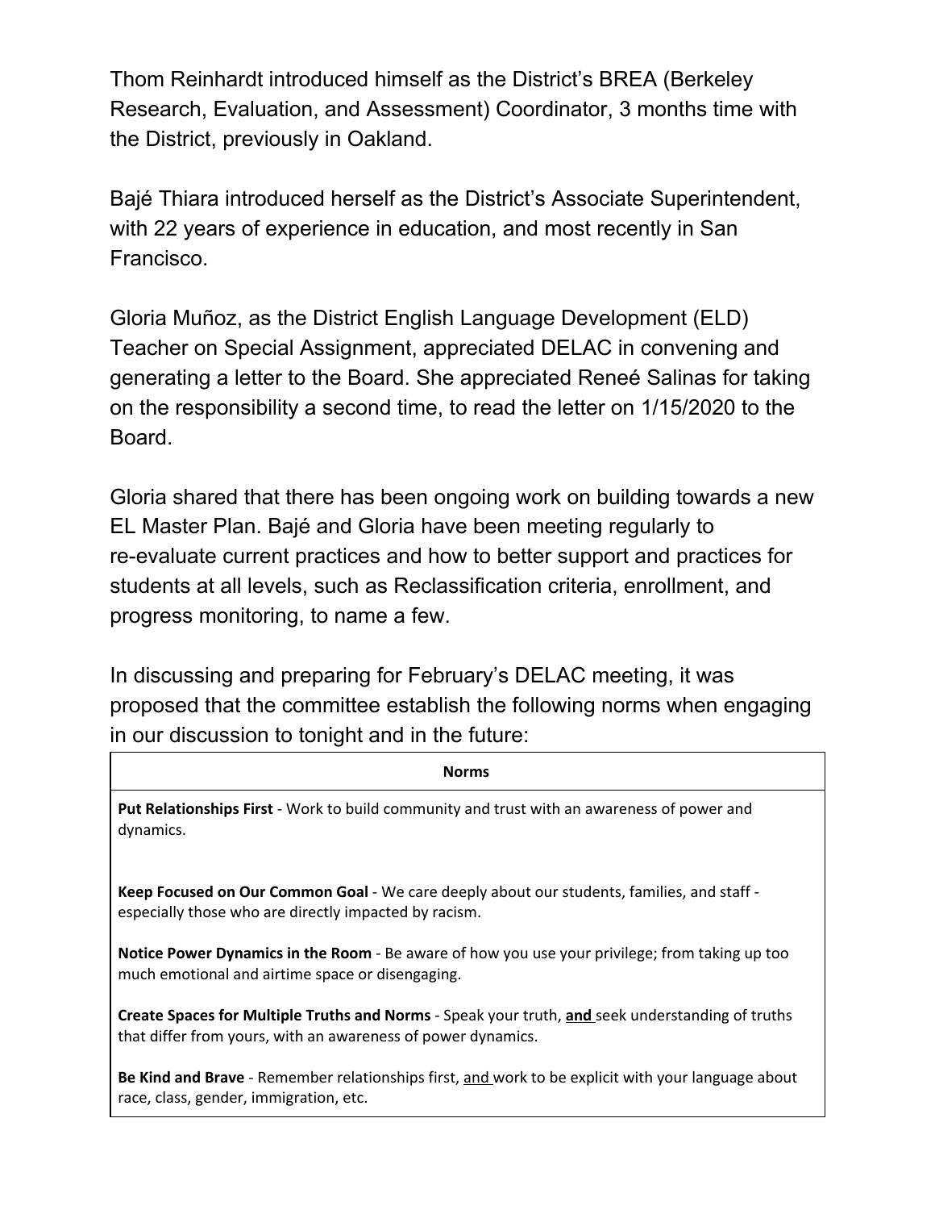Thom Reinhardt introduced himself as the District's BREA (Berkeley Research, Evaluation, and Assessment) Coordinator, 3 months time with the District, previously in Oakland.

Bajé Thiara introduced herself as the District's Associate Superintendent, with 22 years of experience in education, and most recently in San Francisco.

Gloria Muñoz, as the District English Language Development (ELD) Teacher on Special Assignment, appreciated DELAC in convening and generating a letter to the Board. She appreciated Reneé Salinas for taking on the responsibility a second time, to read the letter on 1/15/2020 to the Board.

Gloria shared that there has been ongoing work on building towards a new EL Master Plan. Bajé and Gloria have been meeting regularly to re-evaluate current practices and how to better support and practices for students at all levels, such as Reclassification criteria, enrollment, and progress monitoring, to name a few.

In discussing and preparing for February's DELAC meeting, it was proposed that the committee establish the following norms when engaging in our discussion to tonight and in the future:

| **Norms** |
|---|
| **Put Relationships First** - Work to build community and trust with an awareness of power and dynamics. |
| **Keep Focused on Our Common Goal** - We care deeply about our students, families, and staff - especially those who are directly impacted by racism. |
| **Notice Power Dynamics in the Room** - Be aware of how you use your privilege; from taking up too much emotional and airtime space or disengaging. |
| **Create Spaces for Multiple Truths and Norms** - Speak your truth, **and** seek understanding of truths that differ from yours, with an awareness of power dynamics. |
| **Be Kind and Brave** - Remember relationships first, and work to be explicit with your language about race, class, gender, immigration, etc. |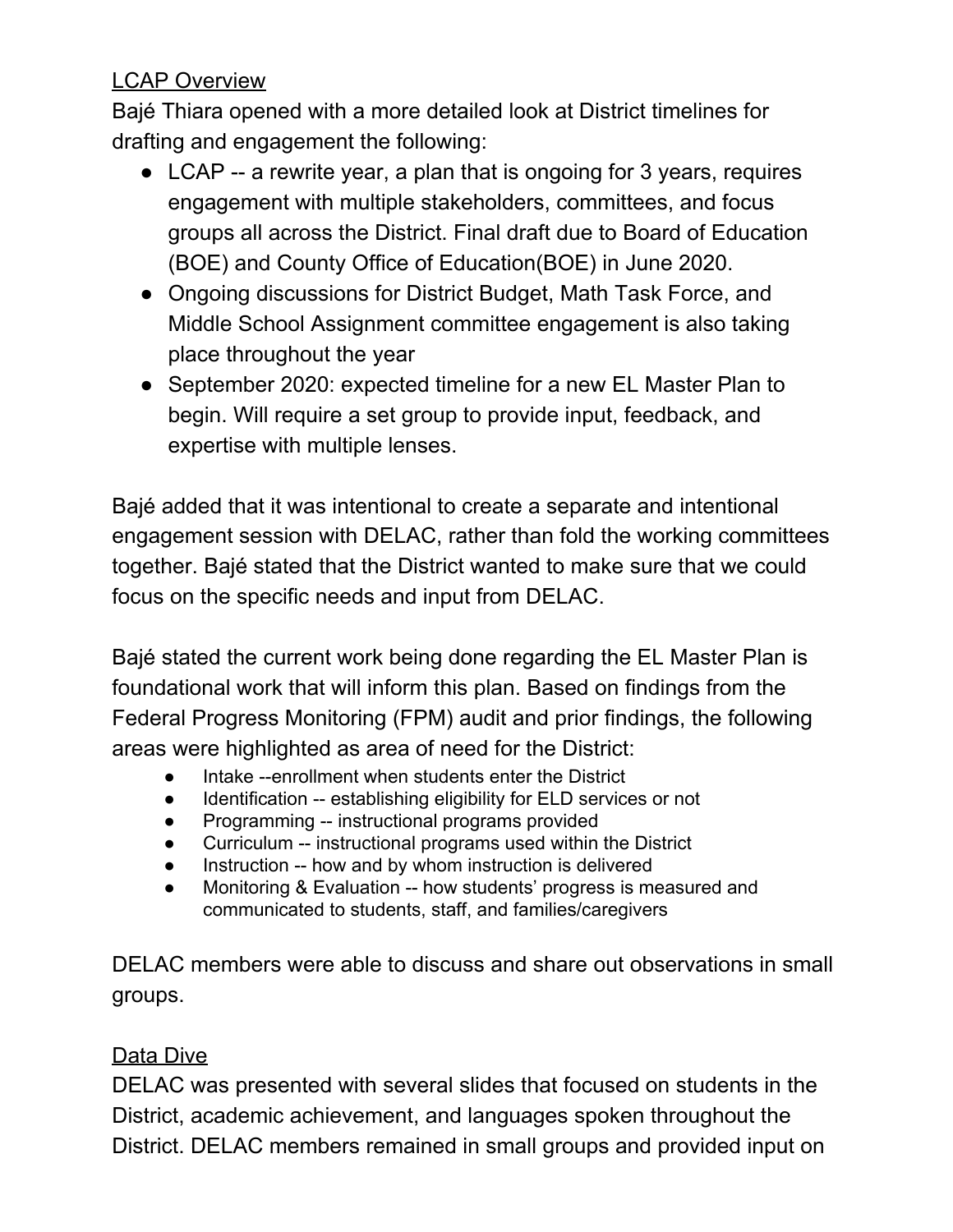<u>LCAP Overview</u>

Bajé Thiara opened with a more detailed look at District timelines for drafting and engagement the following:

- LCAP -- a rewrite year, a plan that is ongoing for 3 years, requires engagement with multiple stakeholders, committees, and focus groups all across the District. Final draft due to Board of Education (BOE) and County Office of Education(BOE) in June 2020.
- Ongoing discussions for District Budget, Math Task Force, and Middle School Assignment committee engagement is also taking place throughout the year
- September 2020: expected timeline for a new EL Master Plan to begin. Will require a set group to provide input, feedback, and expertise with multiple lenses.

Bajé added that it was intentional to create a separate and intentional engagement session with DELAC, rather than fold the working committees together. Bajé stated that the District wanted to make sure that we could focus on the specific needs and input from DELAC.

Bajé stated the current work being done regarding the EL Master Plan is foundational work that will inform this plan. Based on findings from the Federal Progress Monitoring (FPM) audit and prior findings, the following areas were highlighted as area of need for the District:

- Intake --enrollment when students enter the District
- Identification -- establishing eligibility for ELD services or not
- Programming -- instructional programs provided
- Curriculum -- instructional programs used within the District
- Instruction -- how and by whom instruction is delivered
- Monitoring & Evaluation -- how students' progress is measured and communicated to students, staff, and families/caregivers

DELAC members were able to discuss and share out observations in small groups.

<u>Data Dive</u>

DELAC was presented with several slides that focused on students in the District, academic achievement, and languages spoken throughout the District. DELAC members remained in small groups and provided input on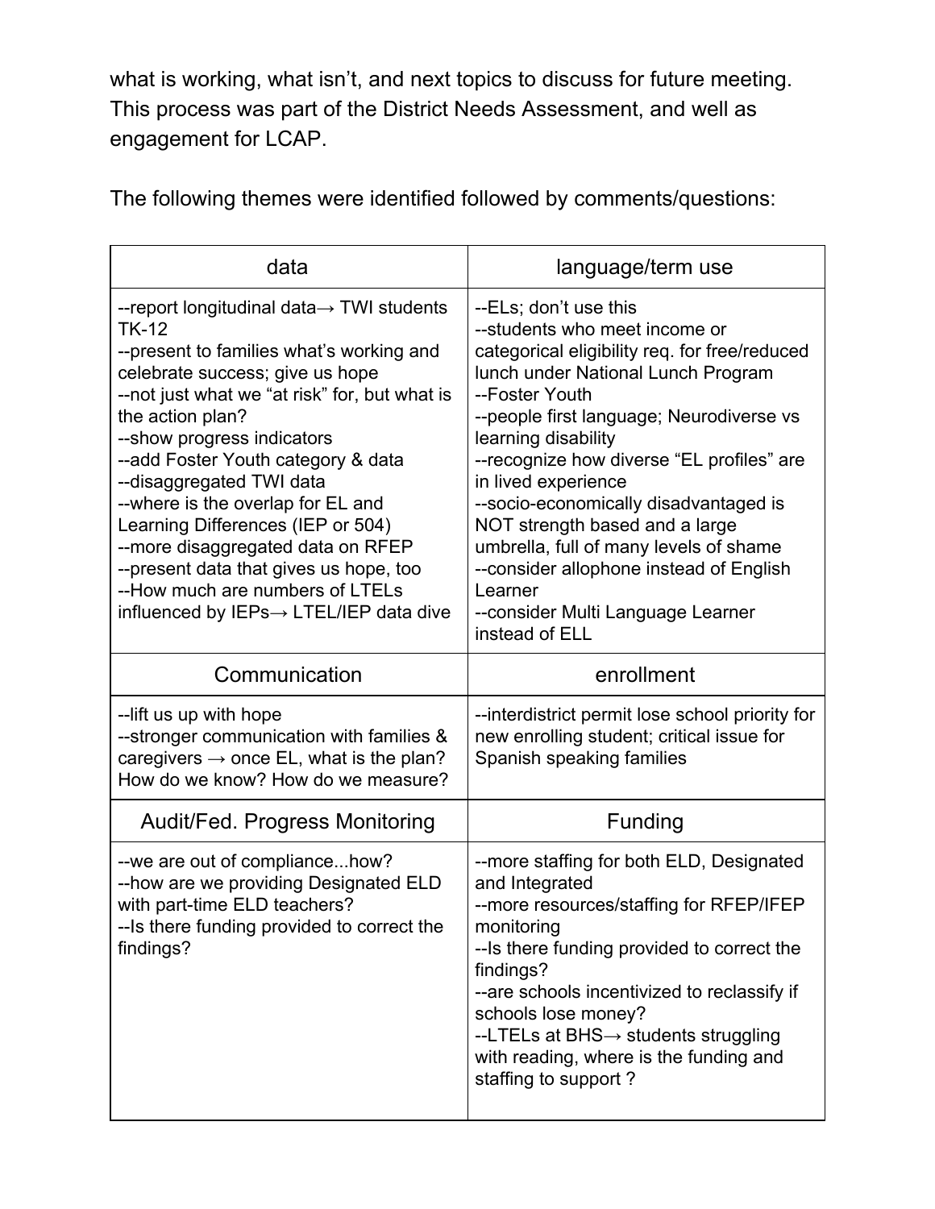what is working, what isn't, and next topics to discuss for future meeting. This process was part of the District Needs Assessment, and well as engagement for LCAP.

The following themes were identified followed by comments/questions:

| data | language/term use |
| --- | --- |
| --report longitudinal data→ TWI students TK-12<br>--present to families what's working and celebrate success; give us hope<br>--not just what we "at risk" for, but what is the action plan?<br>--show progress indicators<br>--add Foster Youth category & data<br>--disaggregated TWI data<br>--where is the overlap for EL and Learning Differences (IEP or 504)<br>--more disaggregated data on RFEP<br>--present data that gives us hope, too<br>--How much are numbers of LTELs influenced by IEPs→ LTEL/IEP data dive | --ELs; don't use this<br>--students who meet income or categorical eligibility req. for free/reduced lunch under National Lunch Program<br>--Foster Youth<br>--people first language; Neurodiverse vs learning disability<br>--recognize how diverse "EL profiles" are in lived experience<br>--socio-economically disadvantaged is NOT strength based and a large umbrella, full of many levels of shame<br>--consider allophone instead of English Learner<br>--consider Multi Language Learner instead of ELL |
| **Communication** | **enrollment** |
| --lift us up with hope<br>--stronger communication with families & caregivers → once EL, what is the plan? How do we know? How do we measure? | --interdistrict permit lose school priority for new enrolling student; critical issue for Spanish speaking families |
| **Audit/Fed. Progress Monitoring** | **Funding** |
| --we are out of compliance...how?<br>--how are we providing Designated ELD with part-time ELD teachers?<br>--Is there funding provided to correct the findings? | --more staffing for both ELD, Designated and Integrated<br>--more resources/staffing for RFEP/IFEP monitoring<br>--Is there funding provided to correct the findings?<br>--are schools incentivized to reclassify if schools lose money?<br>--LTELs at BHS→ students struggling with reading, where is the funding and staffing to support ? |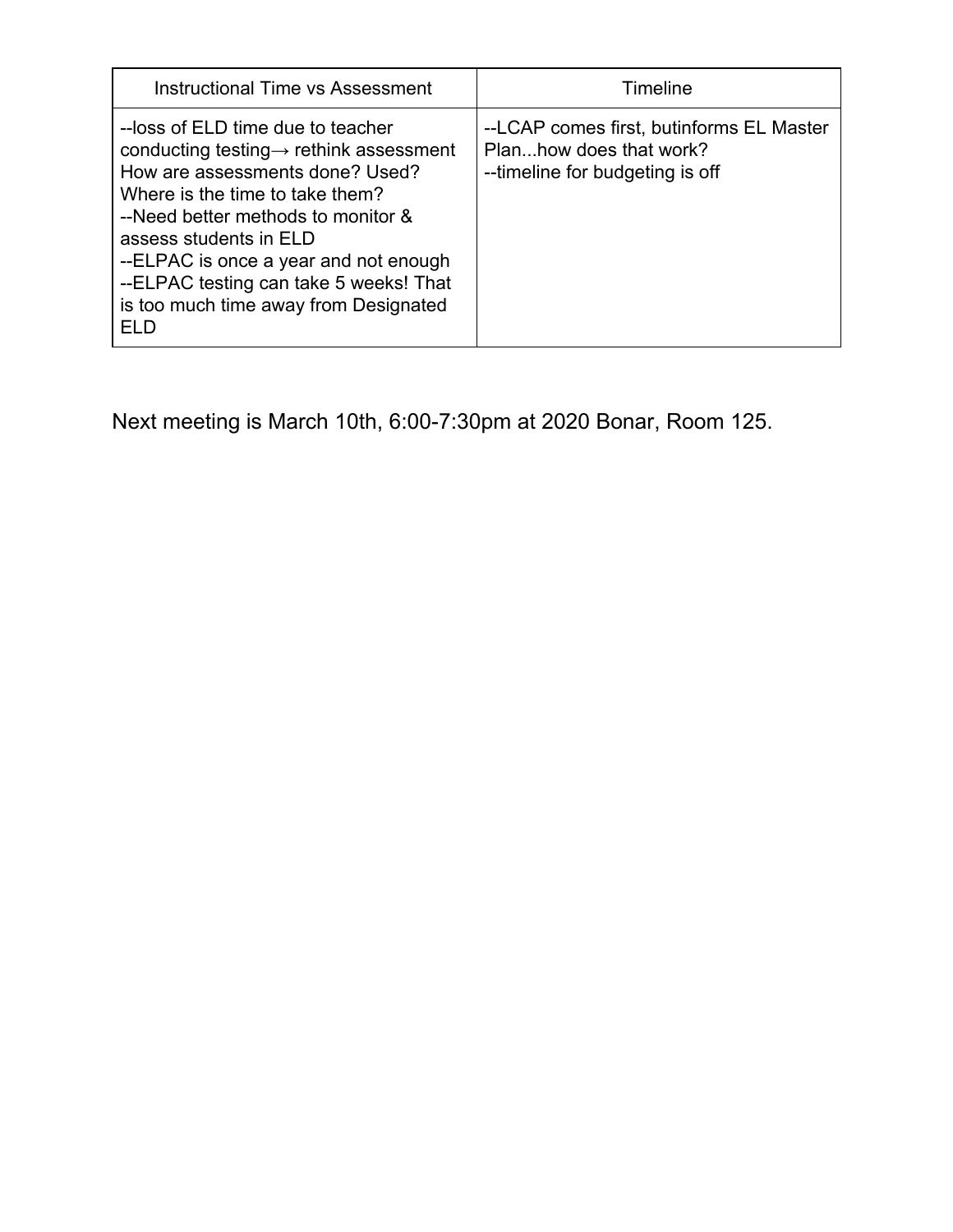| Instructional Time vs Assessment | Timeline |
| --- | --- |
| --loss of ELD time due to teacher conducting testing→ rethink assessment How are assessments done? Used? Where is the time to take them?<br>--Need better methods to monitor & assess students in ELD<br>--ELPAC is once a year and not enough<br>--ELPAC testing can take 5 weeks! That is too much time away from Designated ELD | --LCAP comes first, butinforms EL Master Plan...how does that work?<br>--timeline for budgeting is off |

Next meeting is March 10th, 6:00-7:30pm at 2020 Bonar, Room 125.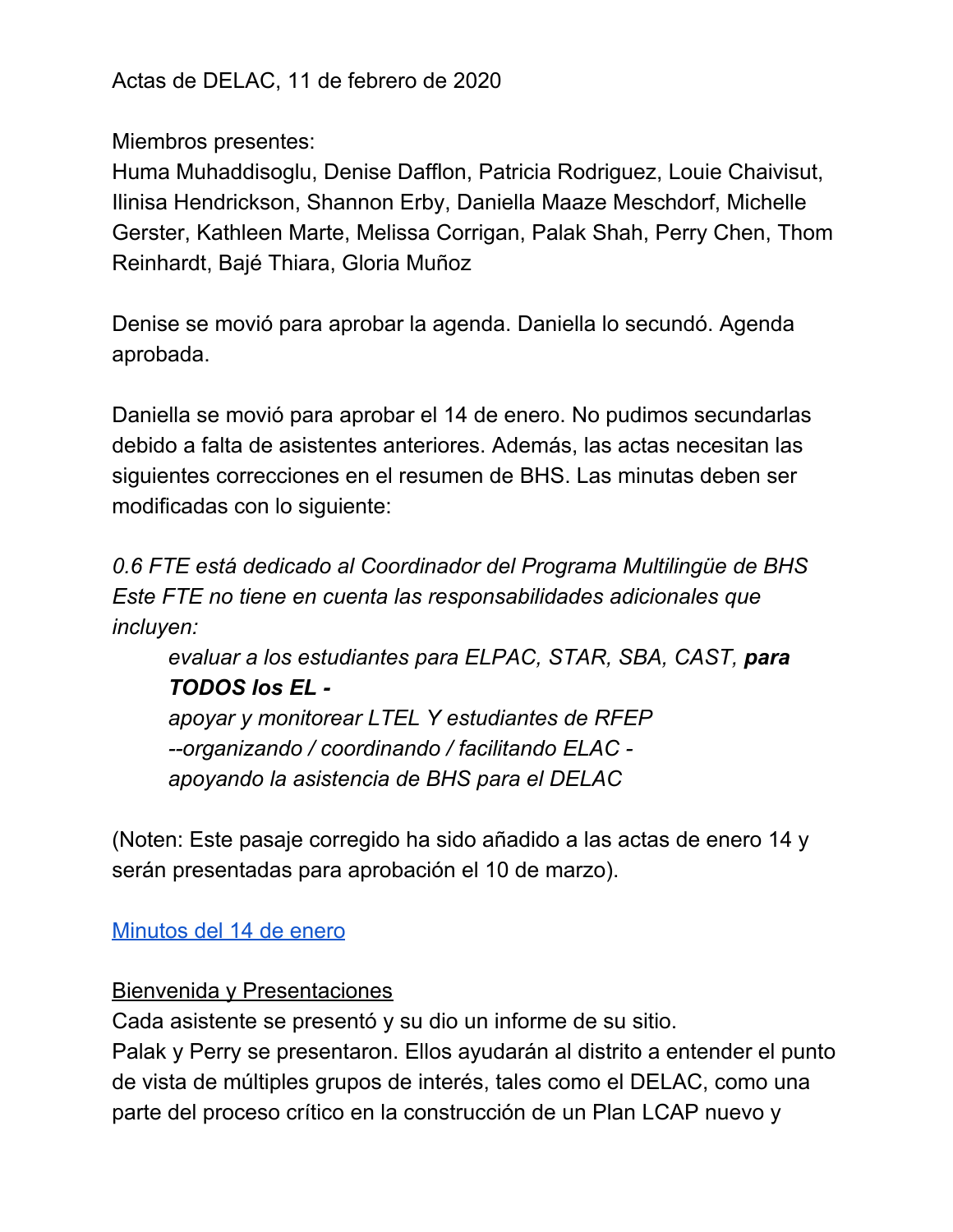Actas de DELAC, 11 de febrero de 2020

Miembros presentes:
Huma Muhaddisoglu, Denise Dafflon, Patricia Rodriguez, Louie Chaivisut, Ilinisa Hendrickson, Shannon Erby, Daniella Maaze Meschdorf, Michelle Gerster, Kathleen Marte, Melissa Corrigan, Palak Shah, Perry Chen, Thom Reinhardt, Bajé Thiara, Gloria Muñoz

Denise se movió para aprobar la agenda. Daniella lo secundó. Agenda aprobada.

Daniella se movió para aprobar el 14 de enero. No pudimos secundarlas debido a falta de asistentes anteriores. Además, las actas necesitan las siguientes correcciones en el resumen de BHS. Las minutas deben ser modificadas con lo siguiente:

*0.6 FTE está dedicado al Coordinador del Programa Multilingüe de BHS Este FTE no tiene en cuenta las responsabilidades adicionales que incluyen:*

> *evaluar a los estudiantes para ELPAC, STAR, SBA, CAST,* ***para TODOS los EL -***
> *apoyar y monitorear LTEL Y estudiantes de RFEP*
> *--organizando / coordinando / facilitando ELAC -*
> *apoyando la asistencia de BHS para el DELAC*

(Noten: Este pasaje corregido ha sido añadido a las actas de enero 14 y serán presentadas para aprobación el 10 de marzo).

[Minutos del 14 de enero]

Bienvenida y Presentaciones

Cada asistente se presentó y su dio un informe de su sitio.
Palak y Perry se presentaron. Ellos ayudarán al distrito a entender el punto de vista de múltiples grupos de interés, tales como el DELAC, como una parte del proceso crítico en la construcción de un Plan LCAP nuevo y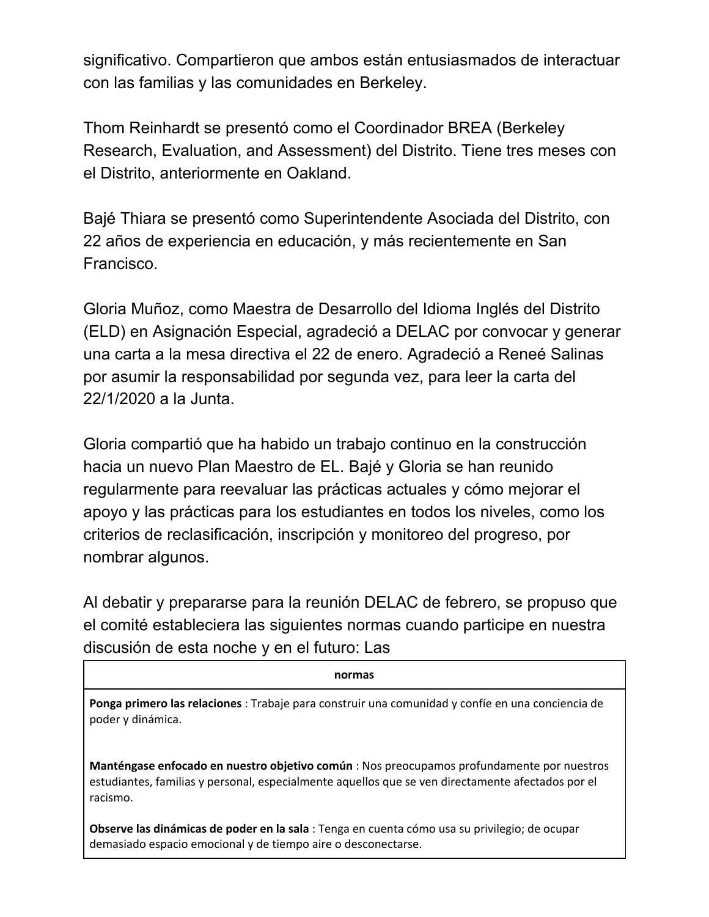significativo. Compartieron que ambos están entusiasmados de interactuar con las familias y las comunidades en Berkeley.

Thom Reinhardt se presentó como el Coordinador BREA (Berkeley Research, Evaluation, and Assessment) del Distrito. Tiene tres meses con el Distrito, anteriormente en Oakland.

Bajé Thiara se presentó como Superintendente Asociada del Distrito, con 22 años de experiencia en educación, y más recientemente en San Francisco.

Gloria Muñoz, como Maestra de Desarrollo del Idioma Inglés del Distrito (ELD) en Asignación Especial, agradeció a DELAC por convocar y generar una carta a la mesa directiva el 22 de enero. Agradeció a Reneé Salinas por asumir la responsabilidad por segunda vez, para leer la carta del 22/1/2020 a la Junta.

Gloria compartió que ha habido un trabajo continuo en la construcción hacia un nuevo Plan Maestro de EL. Bajé y Gloria se han reunido regularmente para reevaluar las prácticas actuales y cómo mejorar el apoyo y las prácticas para los estudiantes en todos los niveles, como los criterios de reclasificación, inscripción y monitoreo del progreso, por nombrar algunos.

Al debatir y prepararse para la reunión DELAC de febrero, se propuso que el comité estableciera las siguientes normas cuando participe en nuestra discusión de esta noche y en el futuro: Las

| normas |
|---|
| **Ponga primero las relaciones** : Trabaje para construir una comunidad y confíe en una conciencia de poder y dinámica. |
| **Manténgase enfocado en nuestro objetivo común** : Nos preocupamos profundamente por nuestros estudiantes, familias y personal, especialmente aquellos que se ven directamente afectados por el racismo. |
| **Observe las dinámicas de poder en la sala** : Tenga en cuenta cómo usa su privilegio; de ocupar demasiado espacio emocional y de tiempo aire o desconectarse. |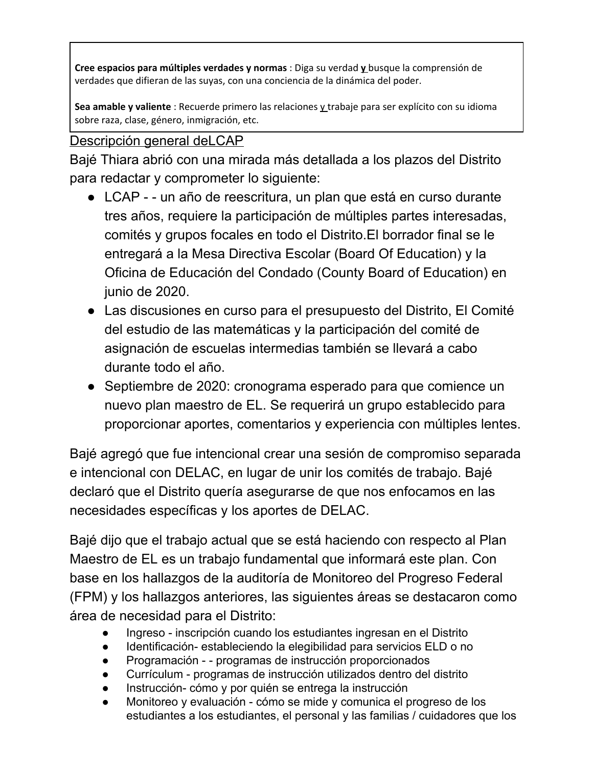**Cree espacios para múltiples verdades y normas** : Diga su verdad **y** busque la comprensión de verdades que difieran de las suyas, con una conciencia de la dinámica del poder.

**Sea amable y valiente** : Recuerde primero las relaciones **y** trabaje para ser explícito con su idioma sobre raza, clase, género, inmigración, etc.

## Descripción general deLCAP

Bajé Thiara abrió con una mirada más detallada a los plazos del Distrito para redactar y comprometer lo siguiente:

- LCAP - - un año de reescritura, un plan que está en curso durante tres años, requiere la participación de múltiples partes interesadas, comités y grupos focales en todo el Distrito.El borrador final se le entregará a la Mesa Directiva Escolar (Board Of Education) y la Oficina de Educación del Condado (County Board of Education) en junio de 2020.
- Las discusiones en curso para el presupuesto del Distrito, El Comité del estudio de las matemáticas y la participación del comité de asignación de escuelas intermedias también se llevará a cabo durante todo el año.
- Septiembre de 2020: cronograma esperado para que comience un nuevo plan maestro de EL. Se requerirá un grupo establecido para proporcionar aportes, comentarios y experiencia con múltiples lentes.

Bajé agregó que fue intencional crear una sesión de compromiso separada e intencional con DELAC, en lugar de unir los comités de trabajo. Bajé declaró que el Distrito quería asegurarse de que nos enfocamos en las necesidades específicas y los aportes de DELAC.

Bajé dijo que el trabajo actual que se está haciendo con respecto al Plan Maestro de EL es un trabajo fundamental que informará este plan. Con base en los hallazgos de la auditoría de Monitoreo del Progreso Federal (FPM) y los hallazgos anteriores, las siguientes áreas se destacaron como área de necesidad para el Distrito:

- Ingreso - inscripción cuando los estudiantes ingresan en el Distrito
- Identificación- estableciendo la elegibilidad para servicios ELD o no
- Programación - - programas de instrucción proporcionados
- Currículum - programas de instrucción utilizados dentro del distrito
- Instrucción- cómo y por quién se entrega la instrucción
- Monitoreo y evaluación - cómo se mide y comunica el progreso de los estudiantes a los estudiantes, el personal y las familias / cuidadores que los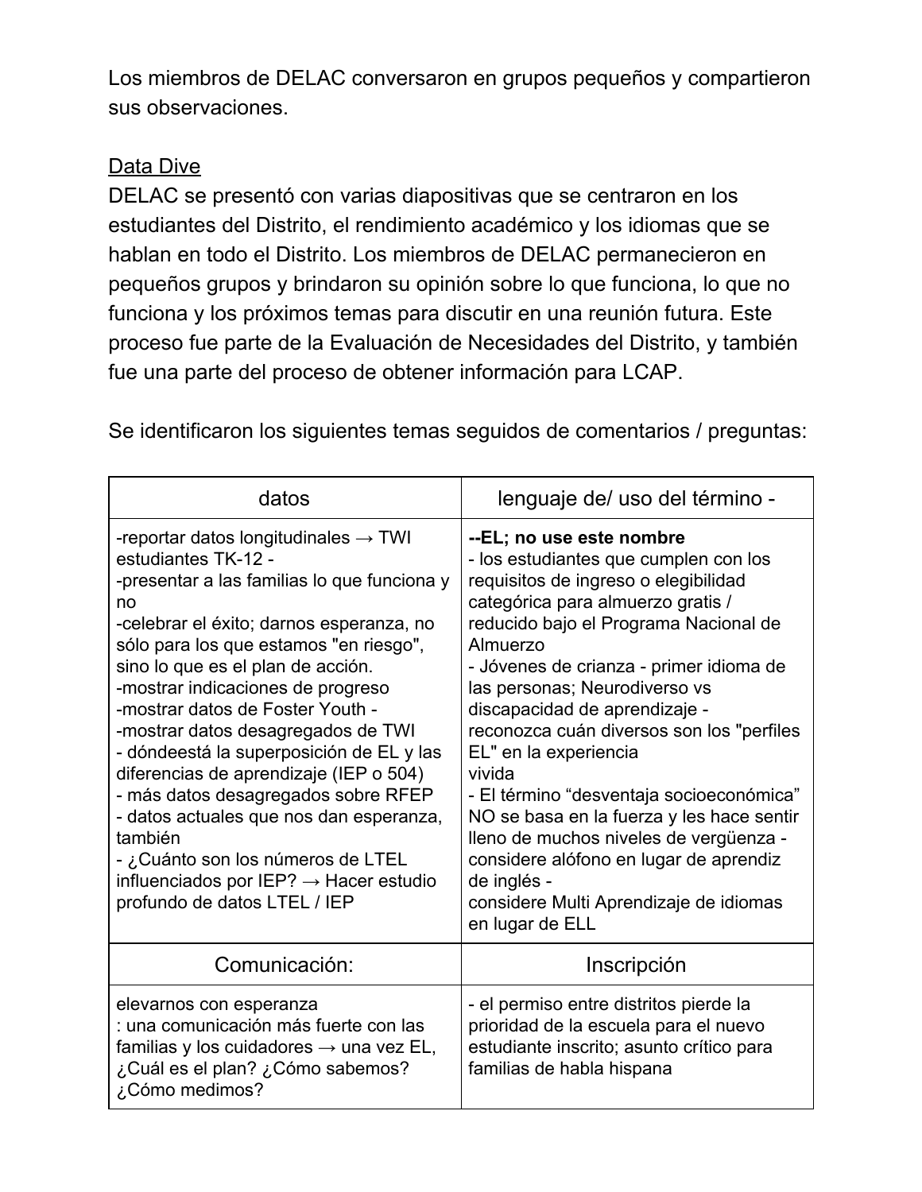Los miembros de DELAC conversaron en grupos pequeños y compartieron sus observaciones.

<u>Data Dive</u>

DELAC se presentó con varias diapositivas que se centraron en los estudiantes del Distrito, el rendimiento académico y los idiomas que se hablan en todo el Distrito. Los miembros de DELAC permanecieron en pequeños grupos y brindaron su opinión sobre lo que funciona, lo que no funciona y los próximos temas para discutir en una reunión futura. Este proceso fue parte de la Evaluación de Necesidades del Distrito, y también fue una parte del proceso de obtener información para LCAP.

Se identificaron los siguientes temas seguidos de comentarios / preguntas:

| datos | lenguaje de/ uso del término - |
|---|---|
| -reportar datos longitudinales → TWI estudiantes TK-12 -<br>-presentar a las familias lo que funciona y no<br>-celebrar el éxito; darnos esperanza, no sólo para los que estamos "en riesgo", sino lo que es el plan de acción.<br>-mostrar indicaciones de progreso<br>-mostrar datos de Foster Youth -<br>-mostrar datos desagregados de TWI<br>- dóndeestá la superposición de EL y las diferencias de aprendizaje (IEP o 504)<br>- más datos desagregados sobre RFEP<br>- datos actuales que nos dan esperanza, también<br>- ¿Cuánto son los números de LTEL influenciados por IEP? → Hacer estudio profundo de datos LTEL / IEP | **--EL; no use este nombre**<br>- los estudiantes que cumplen con los requisitos de ingreso o elegibilidad categórica para almuerzo gratis / reducido bajo el Programa Nacional de Almuerzo<br>- Jóvenes de crianza - primer idioma de las personas; Neurodiverso vs discapacidad de aprendizaje -<br>reconozca cuán diversos son los "perfiles EL" en la experiencia vivida<br>- El término "desventaja socioeconómica" NO se basa en la fuerza y les hace sentir lleno de muchos niveles de vergüenza -<br>considere alófono en lugar de aprendiz de inglés -<br>considere Multi Aprendizaje de idiomas en lugar de ELL |
| **Comunicación:** | **Inscripción** |
| elevarnos con esperanza<br>: una comunicación más fuerte con las familias y los cuidadores → una vez EL, ¿Cuál es el plan? ¿Cómo sabemos? ¿Cómo medimos? | - el permiso entre distritos pierde la prioridad de la escuela para el nuevo estudiante inscrito; asunto crítico para familias de habla hispana |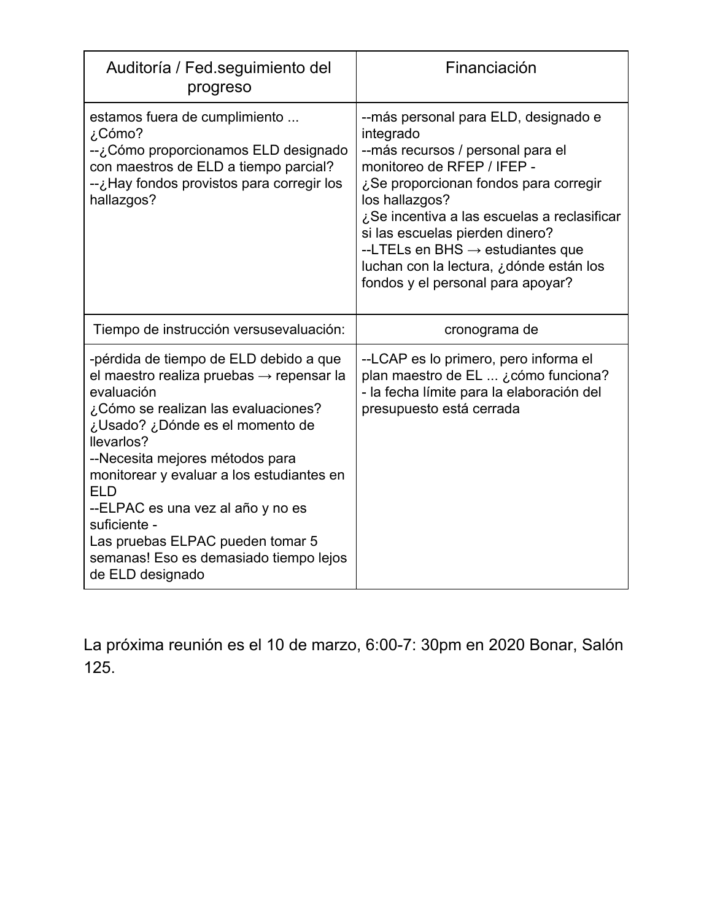| Auditoría / Fed.seguimiento del progreso | Financiación |
|---|---|
| estamos fuera de cumplimiento ...<br>¿Cómo?<br>--¿Cómo proporcionamos ELD designado con maestros de ELD a tiempo parcial?<br>--¿Hay fondos provistos para corregir los hallazgos? | --más personal para ELD, designado e integrado<br>--más recursos / personal para el monitoreo de RFEP / IFEP -<br>¿Se proporcionan fondos para corregir los hallazgos?<br>¿Se incentiva a las escuelas a reclasificar si las escuelas pierden dinero?<br>--LTELs en BHS → estudiantes que luchan con la lectura, ¿dónde están los fondos y el personal para apoyar? |
| Tiempo de instrucción versusevaluación: | cronograma de |
| -pérdida de tiempo de ELD debido a que el maestro realiza pruebas → repensar la evaluación<br>¿Cómo se realizan las evaluaciones? ¿Usado? ¿Dónde es el momento de llevarlos?<br>--Necesita mejores métodos para monitorear y evaluar a los estudiantes en ELD<br>--ELPAC es una vez al año y no es suficiente -<br>Las pruebas ELPAC pueden tomar 5 semanas! Eso es demasiado tiempo lejos de ELD designado | --LCAP es lo primero, pero informa el plan maestro de EL ... ¿cómo funciona?<br>- la fecha límite para la elaboración del presupuesto está cerrada |

La próxima reunión es el 10 de marzo, 6:00-7: 30pm en 2020 Bonar, Salón 125.